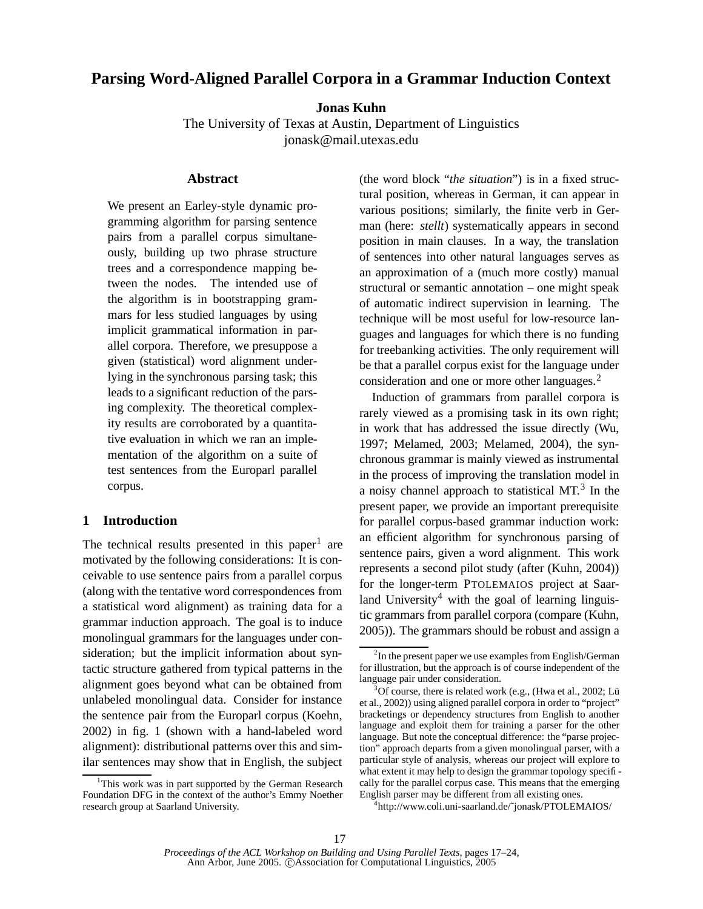# Parsing Word-Aligned Parallel Corpora in a Grammar Induction Context

**Jonas Kuhn**
The University of Texas at Austin, Department of Linguistics
jonask@mail.utexas.edu

## Abstract

We present an Earley-style dynamic programming algorithm for parsing sentence pairs from a parallel corpus simultaneously, building up two phrase structure trees and a correspondence mapping between the nodes. The intended use of the algorithm is in bootstrapping grammars for less studied languages by using implicit grammatical information in parallel corpora. Therefore, we presuppose a given (statistical) word alignment underlying in the synchronous parsing task; this leads to a significant reduction of the parsing complexity. The theoretical complexity results are corroborated by a quantitative evaluation in which we ran an implementation of the algorithm on a suite of test sentences from the Europarl parallel corpus.

## 1 Introduction

The technical results presented in this paper[1] are motivated by the following considerations: It is conceivable to use sentence pairs from a parallel corpus (along with the tentative word correspondences from a statistical word alignment) as training data for a grammar induction approach. The goal is to induce monolingual grammars for the languages under consideration; but the implicit information about syntactic structure gathered from typical patterns in the alignment goes beyond what can be obtained from unlabeled monolingual data. Consider for instance the sentence pair from the Europarl corpus (Koehn, 2002) in fig. 1 (shown with a hand-labeled word alignment): distributional patterns over this and similar sentences may show that in English, the subject (the word block "*the situation*") is in a fixed structural position, whereas in German, it can appear in various positions; similarly, the finite verb in German (here: *stellt*) systematically appears in second position in main clauses. In a way, the translation of sentences into other natural languages serves as an approximation of a (much more costly) manual structural or semantic annotation – one might speak of automatic indirect supervision in learning. The technique will be most useful for low-resource languages and languages for which there is no funding for treebanking activities. The only requirement will be that a parallel corpus exist for the language under consideration and one or more other languages.[2]

Induction of grammars from parallel corpora is rarely viewed as a promising task in its own right; in work that has addressed the issue directly (Wu, 1997; Melamed, 2003; Melamed, 2004), the synchronous grammar is mainly viewed as instrumental in the process of improving the translation model in a noisy channel approach to statistical MT.[3] In the present paper, we provide an important prerequisite for parallel corpus-based grammar induction work: an efficient algorithm for synchronous parsing of sentence pairs, given a word alignment. This work represents a second pilot study (after (Kuhn, 2004)) for the longer-term PTOLEMAIOS project at Saarland University[4] with the goal of learning linguistic grammars from parallel corpora (compare (Kuhn, 2005)). The grammars should be robust and assign a

---

[1] This work was in part supported by the German Research Foundation DFG in the context of the author's Emmy Noether research group at Saarland University.

[2] In the present paper we use examples from English/German for illustration, but the approach is of course independent of the language pair under consideration.

[3] Of course, there is related work (e.g., (Hwa et al., 2002; Lü et al., 2002)) using aligned parallel corpora in order to "project" bracketings or dependency structures from English to another language and exploit them for training a parser for the other language. But note the conceptual difference: the "parse projection" approach departs from a given monolingual parser, with a particular style of analysis, whereas our project will explore to what extent it may help to design the grammar topology specifically for the parallel corpus case. This means that the emerging English parser may be different from all existing ones.

[4] http://www.coli.uni-saarland.de/~jonask/PTOLEMAIOS/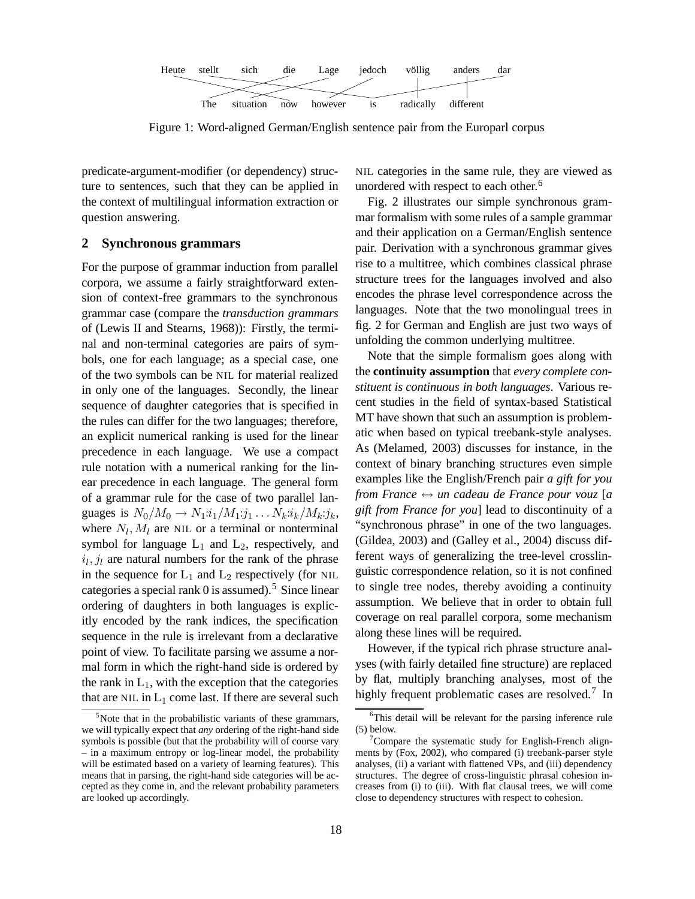Heute stellt sich die Lage jedoch völlig anders dar

The situation now however is radically different

Figure 1: Word-aligned German/English sentence pair from the Europarl corpus

predicate-argument-modifier (or dependency) structure to sentences, such that they can be applied in the context of multilingual information extraction or question answering.

## 2 Synchronous grammars

For the purpose of grammar induction from parallel corpora, we assume a fairly straightforward extension of context-free grammars to the synchronous grammar case (compare the *transduction grammars* of (Lewis II and Stearns, 1968)): Firstly, the terminal and non-terminal categories are pairs of symbols, one for each language; as a special case, one of the two symbols can be NIL for material realized in only one of the languages. Secondly, the linear sequence of daughter categories that is specified in the rules can differ for the two languages; therefore, an explicit numerical ranking is used for the linear precedence in each language. We use a compact rule notation with a numerical ranking for the linear precedence in each language. The general form of a grammar rule for the case of two parallel languages is $N_0/M_0 \rightarrow N_1{:}i_1/M_1{:}j_1 \ldots N_k{:}i_k/M_k{:}j_k$, where $N_l, M_l$ are NIL or a terminal or nonterminal symbol for language $\mathrm{L}_1$ and $\mathrm{L}_2$, respectively, and $i_l, j_l$ are natural numbers for the rank of the phrase in the sequence for $\mathrm{L}_1$ and $\mathrm{L}_2$ respectively (for NIL categories a special rank 0 is assumed).[5] Since linear ordering of daughters in both languages is explicitly encoded by the rank indices, the specification sequence in the rule is irrelevant from a declarative point of view. To facilitate parsing we assume a normal form in which the right-hand side is ordered by the rank in $\mathrm{L}_1$, with the exception that the categories that are NIL in $\mathrm{L}_1$ come last. If there are several such NIL categories in the same rule, they are viewed as unordered with respect to each other.[6]

Fig. 2 illustrates our simple synchronous grammar formalism with some rules of a sample grammar and their application on a German/English sentence pair. Derivation with a synchronous grammar gives rise to a multitree, which combines classical phrase structure trees for the languages involved and also encodes the phrase level correspondence across the languages. Note that the two monolingual trees in fig. 2 for German and English are just two ways of unfolding the common underlying multitree.

Note that the simple formalism goes along with the **continuity assumption** that *every complete constituent is continuous in both languages*. Various recent studies in the field of syntax-based Statistical MT have shown that such an assumption is problematic when based on typical treebank-style analyses. As (Melamed, 2003) discusses for instance, in the context of binary branching structures even simple examples like the English/French pair *a gift for you from France* ↔ *un cadeau de France pour vouz* [*a gift from France for you*] lead to discontinuity of a "synchronous phrase" in one of the two languages. (Gildea, 2003) and (Galley et al., 2004) discuss different ways of generalizing the tree-level crosslinguistic correspondence relation, so it is not confined to single tree nodes, thereby avoiding a continuity assumption. We believe that in order to obtain full coverage on real parallel corpora, some mechanism along these lines will be required.

However, if the typical rich phrase structure analyses (with fairly detailed fine structure) are replaced by flat, multiply branching analyses, most of the highly frequent problematic cases are resolved.[7] In

[5] Note that in the probabilistic variants of these grammars, we will typically expect that *any* ordering of the right-hand side symbols is possible (but that the probability will of course vary – in a maximum entropy or log-linear model, the probability will be estimated based on a variety of learning features). This means that in parsing, the right-hand side categories will be accepted as they come in, and the relevant probability parameters are looked up accordingly.

[6] This detail will be relevant for the parsing inference rule (5) below.

[7] Compare the systematic study for English-French alignments by (Fox, 2002), who compared (i) treebank-parser style analyses, (ii) a variant with flattened VPs, and (iii) dependency structures. The degree of cross-linguistic phrasal cohesion increases from (i) to (iii). With flat clausal trees, we will come close to dependency structures with respect to cohesion.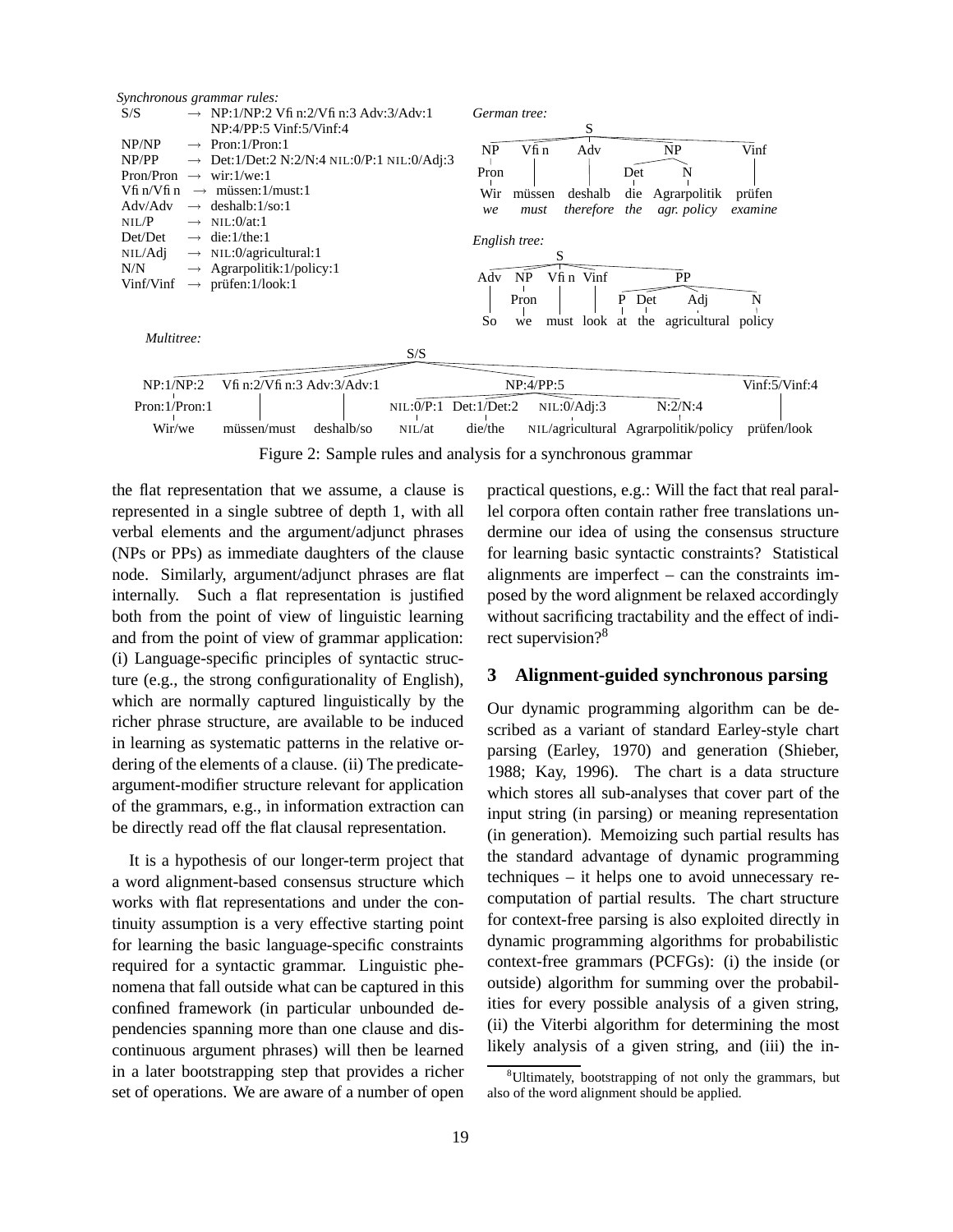*Synchronous grammar rules:*

```
S/S        → NP:1/NP:2 Vfin:2/Vfin:3 Adv:3/Adv:1
             NP:4/PP:5 Vinf:5/Vinf:4
NP/NP      → Pron:1/Pron:1
NP/PP      → Det:1/Det:2 N:2/N:4 NIL:0/P:1 NIL:0/Adj:3
Pron/Pron  → wir:1/we:1
Vfin/Vfin  → müssen:1/must:1
Adv/Adv    → deshalb:1/so:1
NIL/P      → NIL:0/at:1
Det/Det    → die:1/the:1
NIL/Adj    → NIL:0/agricultural:1
N/N        → Agrarpolitik:1/policy:1
Vinf/Vinf  → prüfen:1/look:1
```

*German tree:*

```
S
├── NP ── Pron ── Wir (we)
├── Vfin ── müssen (must)
├── Adv ── deshalb (therefore)
├── NP
│   ├── Det ── die (the)
│   └── N ── Agrarpolitik (agr. policy)
└── Vinf ── prüfen (examine)
```

*English tree:*

```
S
├── Adv ── So
├── NP ── Pron ── we
├── Vfin ── must
├── Vinf ── look
└── PP
    ├── P ── at
    ├── Det ── the
    ├── Adj ── agricultural
    └── N ── policy
```

*Multitree:*

```
S/S
├── NP:1/NP:2 ── Pron:1/Pron:1 ── Wir/we
├── Vfin:2/Vfin:3 ── müssen/must
├── Adv:3/Adv:1 ── deshalb/so
├── NP:4/PP:5
│   ├── NIL:0/P:1 ── NIL/at
│   ├── Det:1/Det:2 ── die/the
│   ├── NIL:0/Adj:3 ── NIL/agricultural
│   └── N:2/N:4 ── Agrarpolitik/policy
└── Vinf:5/Vinf:4 ── prüfen/look
```

Figure 2: Sample rules and analysis for a synchronous grammar

the flat representation that we assume, a clause is represented in a single subtree of depth 1, with all verbal elements and the argument/adjunct phrases (NPs or PPs) as immediate daughters of the clause node. Similarly, argument/adjunct phrases are flat internally. Such a flat representation is justified both from the point of view of linguistic learning and from the point of view of grammar application: (i) Language-specific principles of syntactic structure (e.g., the strong configurationality of English), which are normally captured linguistically by the richer phrase structure, are available to be induced in learning as systematic patterns in the relative ordering of the elements of a clause. (ii) The predicate-argument-modifier structure relevant for application of the grammars, e.g., in information extraction can be directly read off the flat clausal representation.

It is a hypothesis of our longer-term project that a word alignment-based consensus structure which works with flat representations and under the continuity assumption is a very effective starting point for learning the basic language-specific constraints required for a syntactic grammar. Linguistic phenomena that fall outside what can be captured in this confined framework (in particular unbounded dependencies spanning more than one clause and discontinuous argument phrases) will then be learned in a later bootstrapping step that provides a richer set of operations. We are aware of a number of open practical questions, e.g.: Will the fact that real parallel corpora often contain rather free translations undermine our idea of using the consensus structure for learning basic syntactic constraints? Statistical alignments are imperfect – can the constraints imposed by the word alignment be relaxed accordingly without sacrificing tractability and the effect of indirect supervision?[8]

## 3 Alignment-guided synchronous parsing

Our dynamic programming algorithm can be described as a variant of standard Earley-style chart parsing (Earley, 1970) and generation (Shieber, 1988; Kay, 1996). The chart is a data structure which stores all sub-analyses that cover part of the input string (in parsing) or meaning representation (in generation). Memoizing such partial results has the standard advantage of dynamic programming techniques – it helps one to avoid unnecessary recomputation of partial results. The chart structure for context-free parsing is also exploited directly in dynamic programming algorithms for probabilistic context-free grammars (PCFGs): (i) the inside (or outside) algorithm for summing over the probabilities for every possible analysis of a given string, (ii) the Viterbi algorithm for determining the most likely analysis of a given string, and (iii) the in-

[8] Ultimately, bootstrapping of not only the grammars, but also of the word alignment should be applied.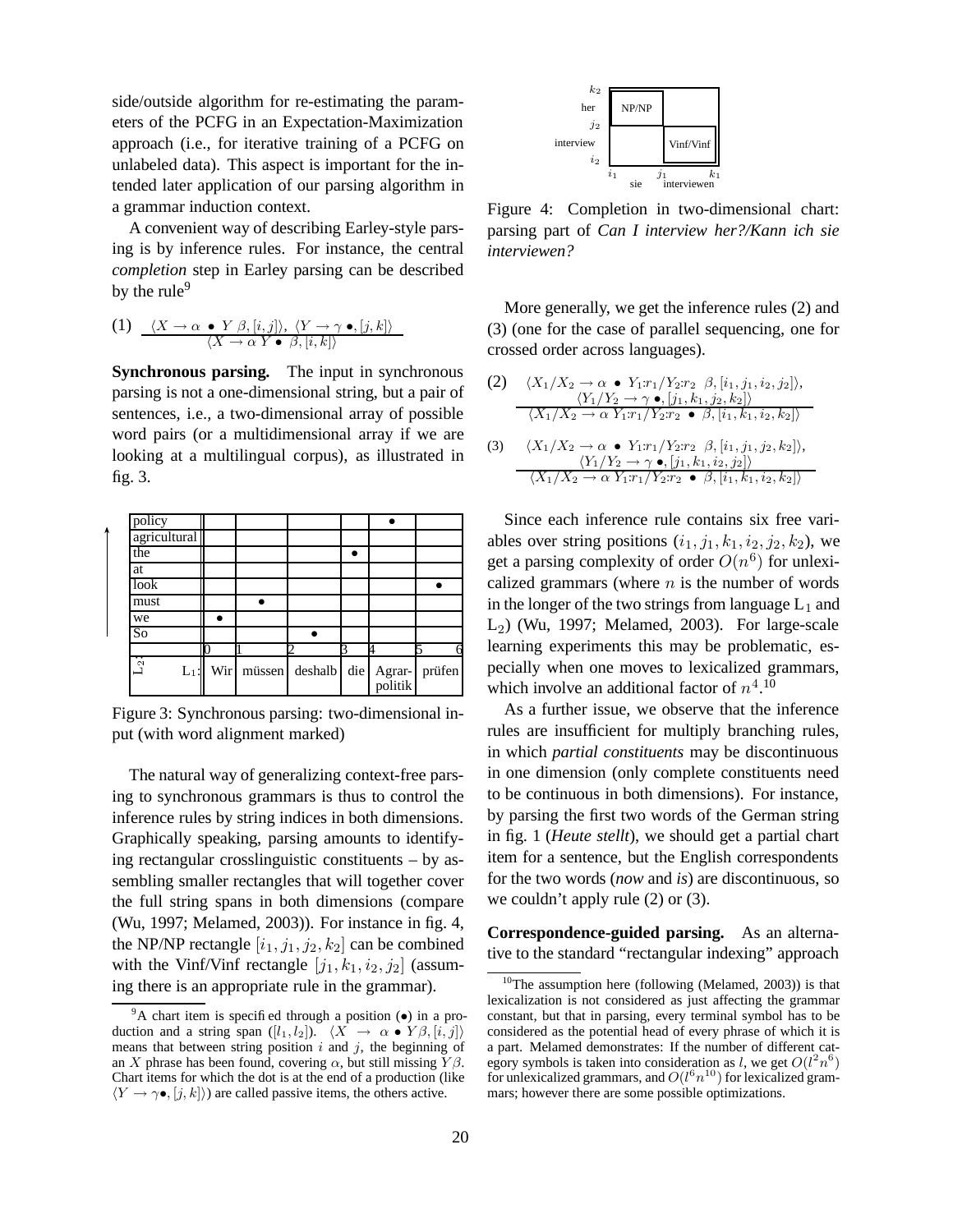side/outside algorithm for re-estimating the parameters of the PCFG in an Expectation-Maximization approach (i.e., for iterative training of a PCFG on unlabeled data). This aspect is important for the intended later application of our parsing algorithm in a grammar induction context.

A convenient way of describing Earley-style parsing is by inference rules. For instance, the central *completion* step in Earley parsing can be described by the rule[9]

(1) $$\frac{\langle X \rightarrow \alpha \bullet Y\beta, [i,j]\rangle,\ \langle Y \rightarrow \gamma \bullet, [j,k]\rangle}{\langle X \rightarrow \alpha Y \bullet \beta, [i,k]\rangle}$$

**Synchronous parsing.** The input in synchronous parsing is not a one-dimensional string, but a pair of sentences, i.e., a two-dimensional array of possible word pairs (or a multidimensional array if we are looking at a multilingual corpus), as illustrated in fig. 3.

| | | | | | | |
|---|---|---|---|---|---|---|
| policy | | | | | • | |
| agricultural | | | | | | |
| the | | | | • | | |
| at | | | | | | |
| look | | | | | | • |
| must | | • | | | | |
| we | • | | | | | |
| So | | | • | | | |
| | 0 | 1 | 2 | 3 | 4 | 5 6 |
| $L_2$: $L_1$: | Wir | müssen | deshalb | die | Agrar-politik | prüfen |

Figure 3: Synchronous parsing: two-dimensional input (with word alignment marked)

The natural way of generalizing context-free parsing to synchronous grammars is thus to control the inference rules by string indices in both dimensions. Graphically speaking, parsing amounts to identifying rectangular crosslinguistic constituents – by assembling smaller rectangles that will together cover the full string spans in both dimensions (compare (Wu, 1997; Melamed, 2003)). For instance in fig. 4, the NP/NP rectangle $[i_1, j_1, j_2, k_2]$ can be combined with the Vinf/Vinf rectangle $[j_1, k_1, i_2, j_2]$ (assuming there is an appropriate rule in the grammar).

Figure 4: Completion in two-dimensional chart: parsing part of *Can I interview her?/Kann ich sie interviewen?*

More generally, we get the inference rules (2) and (3) (one for the case of parallel sequencing, one for crossed order across languages).

(2) $$\frac{\langle X_1/X_2 \rightarrow \alpha \bullet Y_1{:}r_1/Y_2{:}r_2\ \beta, [i_1, j_1, i_2, j_2]\rangle,\ \langle Y_1/Y_2 \rightarrow \gamma \bullet, [j_1, k_1, j_2, k_2]\rangle}{\langle X_1/X_2 \rightarrow \alpha\ Y_1{:}r_1/Y_2{:}r_2 \bullet \beta, [i_1, k_1, i_2, k_2]\rangle}$$

(3) $$\frac{\langle X_1/X_2 \rightarrow \alpha \bullet Y_1{:}r_1/Y_2{:}r_2\ \beta, [i_1, j_1, j_2, k_2]\rangle,\ \langle Y_1/Y_2 \rightarrow \gamma \bullet, [j_1, k_1, i_2, j_2]\rangle}{\langle X_1/X_2 \rightarrow \alpha\ Y_1{:}r_1/Y_2{:}r_2 \bullet \beta, [i_1, k_1, i_2, k_2]\rangle}$$

Since each inference rule contains six free variables over string positions ($i_1, j_1, k_1, i_2, j_2, k_2$), we get a parsing complexity of order $O(n^6)$ for unlexicalized grammars (where $n$ is the number of words in the longer of the two strings from language $L_1$ and $L_2$) (Wu, 1997; Melamed, 2003). For large-scale learning experiments this may be problematic, especially when one moves to lexicalized grammars, which involve an additional factor of $n^4$.[10]

As a further issue, we observe that the inference rules are insufficient for multiply branching rules, in which *partial constituents* may be discontinuous in one dimension (only complete constituents need to be continuous in both dimensions). For instance, by parsing the first two words of the German string in fig. 1 (*Heute stellt*), we should get a partial chart item for a sentence, but the English correspondents for the two words (*now* and *is*) are discontinuous, so we couldn't apply rule (2) or (3).

**Correspondence-guided parsing.** As an alternative to the standard "rectangular indexing" approach

[9] A chart item is specified through a position (•) in a production and a string span ($[l_1, l_2]$). $\langle X \rightarrow \alpha \bullet Y\beta, [i,j]\rangle$ means that between string position $i$ and $j$, the beginning of an $X$ phrase has been found, covering $\alpha$, but still missing $Y\beta$. Chart items for which the dot is at the end of a production (like $\langle Y \rightarrow \gamma\bullet, [j,k]\rangle$) are called passive items, the others active.

[10] The assumption here (following (Melamed, 2003)) is that lexicalization is not considered as just affecting the grammar constant, but that in parsing, every terminal symbol has to be considered as the potential head of every phrase of which it is a part. Melamed demonstrates: If the number of different category symbols is taken into consideration as $l$, we get $O(l^2n^6)$ for unlexicalized grammars, and $O(l^6n^{10})$ for lexicalized grammars; however there are some possible optimizations.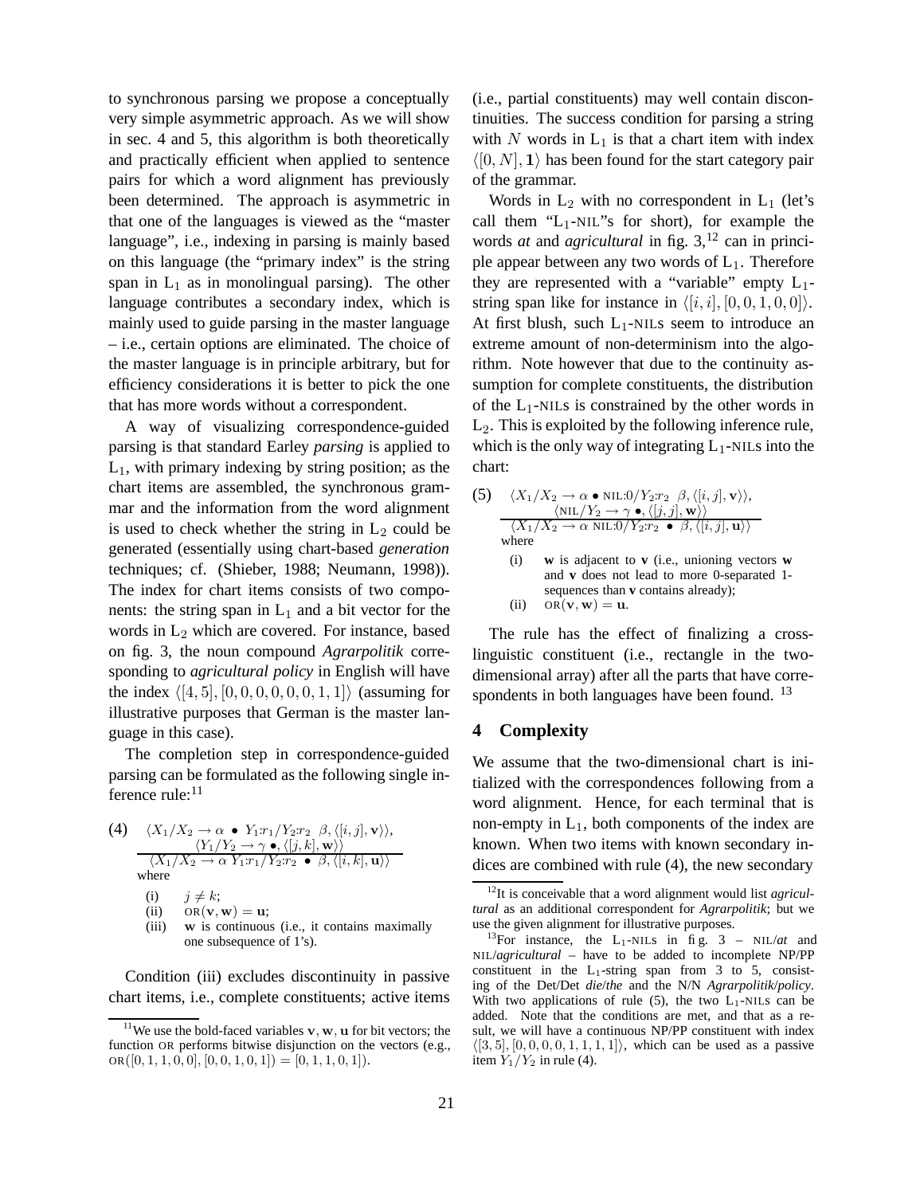to synchronous parsing we propose a conceptually very simple asymmetric approach. As we will show in sec. 4 and 5, this algorithm is both theoretically and practically efficient when applied to sentence pairs for which a word alignment has previously been determined. The approach is asymmetric in that one of the languages is viewed as the "master language", i.e., indexing in parsing is mainly based on this language (the "primary index" is the string span in $L_1$ as in monolingual parsing). The other language contributes a secondary index, which is mainly used to guide parsing in the master language – i.e., certain options are eliminated. The choice of the master language is in principle arbitrary, but for efficiency considerations it is better to pick the one that has more words without a correspondent.

A way of visualizing correspondence-guided parsing is that standard Earley *parsing* is applied to $L_1$, with primary indexing by string position; as the chart items are assembled, the synchronous grammar and the information from the word alignment is used to check whether the string in $L_2$ could be generated (essentially using chart-based *generation* techniques; cf. (Shieber, 1988; Neumann, 1998)). The index for chart items consists of two components: the string span in $L_1$ and a bit vector for the words in $L_2$ which are covered. For instance, based on fig. 3, the noun compound *Agrarpolitik* corresponding to *agricultural policy* in English will have the index $\langle[4, 5], [0, 0, 0, 0, 0, 0, 1, 1]\rangle$ (assuming for illustrative purposes that German is the master language in this case).

The completion step in correspondence-guided parsing can be formulated as the following single inference rule:[11]

(4)
$$\frac{\langle X_1/X_2 \rightarrow \alpha \bullet Y_1{:}r_1/Y_2{:}r_2 \;\; \beta, \langle[i, j], \mathbf{v}\rangle\rangle, \quad \langle Y_1/Y_2 \rightarrow \gamma \bullet, \langle[j, k], \mathbf{w}\rangle\rangle}{\langle X_1/X_2 \rightarrow \alpha \; Y_1{:}r_1/Y_2{:}r_2 \bullet \beta, \langle[i, k], \mathbf{u}\rangle\rangle}$$

where

(i) $j \neq k$;
(ii) $\text{OR}(\mathbf{v}, \mathbf{w}) = \mathbf{u}$;
(iii) $\mathbf{w}$ is continuous (i.e., it contains maximally one subsequence of 1's).

Condition (iii) excludes discontinuity in passive chart items, i.e., complete constituents; active items (i.e., partial constituents) may well contain discontinuities. The success condition for parsing a string with $N$ words in $L_1$ is that a chart item with index $\langle[0, N], \mathbf{1}\rangle$ has been found for the start category pair of the grammar.

Words in $L_2$ with no correspondent in $L_1$ (let's call them "$L_1$-NIL"s for short), for example the words *at* and *agricultural* in fig. 3,[12] can in principle appear between any two words of $L_1$. Therefore they are represented with a "variable" empty $L_1$-string span like for instance in $\langle[i, i], [0, 0, 1, 0, 0]\rangle$. At first blush, such $L_1$-NILs seem to introduce an extreme amount of non-determinism into the algorithm. Note however that due to the continuity assumption for complete constituents, the distribution of the $L_1$-NILs is constrained by the other words in $L_2$. This is exploited by the following inference rule, which is the only way of integrating $L_1$-NILs into the chart:

(5)
$$\frac{\langle X_1/X_2 \rightarrow \alpha \bullet \text{NIL}{:}0/Y_2{:}r_2 \;\; \beta, \langle[i, j], \mathbf{v}\rangle\rangle, \quad \langle \text{NIL}/Y_2 \rightarrow \gamma \bullet, \langle[j, j], \mathbf{w}\rangle\rangle}{\langle X_1/X_2 \rightarrow \alpha \; \text{NIL}{:}0/Y_2{:}r_2 \bullet \beta, \langle[i, j], \mathbf{u}\rangle\rangle}$$

where

(i) $\mathbf{w}$ is adjacent to $\mathbf{v}$ (i.e., unioning vectors $\mathbf{w}$ and $\mathbf{v}$ does not lead to more 0-separated 1-sequences than $\mathbf{v}$ contains already);
(ii) $\text{OR}(\mathbf{v}, \mathbf{w}) = \mathbf{u}$.

The rule has the effect of finalizing a cross-linguistic constituent (i.e., rectangle in the two-dimensional array) after all the parts that have correspondents in both languages have been found.[13]

## 4 Complexity

We assume that the two-dimensional chart is initialized with the correspondences following from a word alignment. Hence, for each terminal that is non-empty in $L_1$, both components of the index are known. When two items with known secondary indices are combined with rule (4), the new secondary

---

[11] We use the bold-faced variables $\mathbf{v}, \mathbf{w}, \mathbf{u}$ for bit vectors; the function OR performs bitwise disjunction on the vectors (e.g., $\text{OR}([0, 1, 1, 0, 0], [0, 0, 1, 0, 1]) = [0, 1, 1, 0, 1]$).

[12] It is conceivable that a word alignment would list *agricultural* as an additional correspondent for *Agrarpolitik*; but we use the given alignment for illustrative purposes.

[13] For instance, the $L_1$-NILs in fig. 3 – NIL/*at* and NIL/*agricultural* – have to be added to incomplete NP/PP constituent in the $L_1$-string span from 3 to 5, consisting of the Det/Det *die*/*the* and the N/N *Agrarpolitik*/*policy*. With two applications of rule (5), the two $L_1$-NILs can be added. Note that the conditions are met, and that as a result, we will have a continuous NP/PP constituent with index $\langle[3, 5], [0, 0, 0, 0, 1, 1, 1, 1]\rangle$, which can be used as a passive item $Y_1/Y_2$ in rule (4).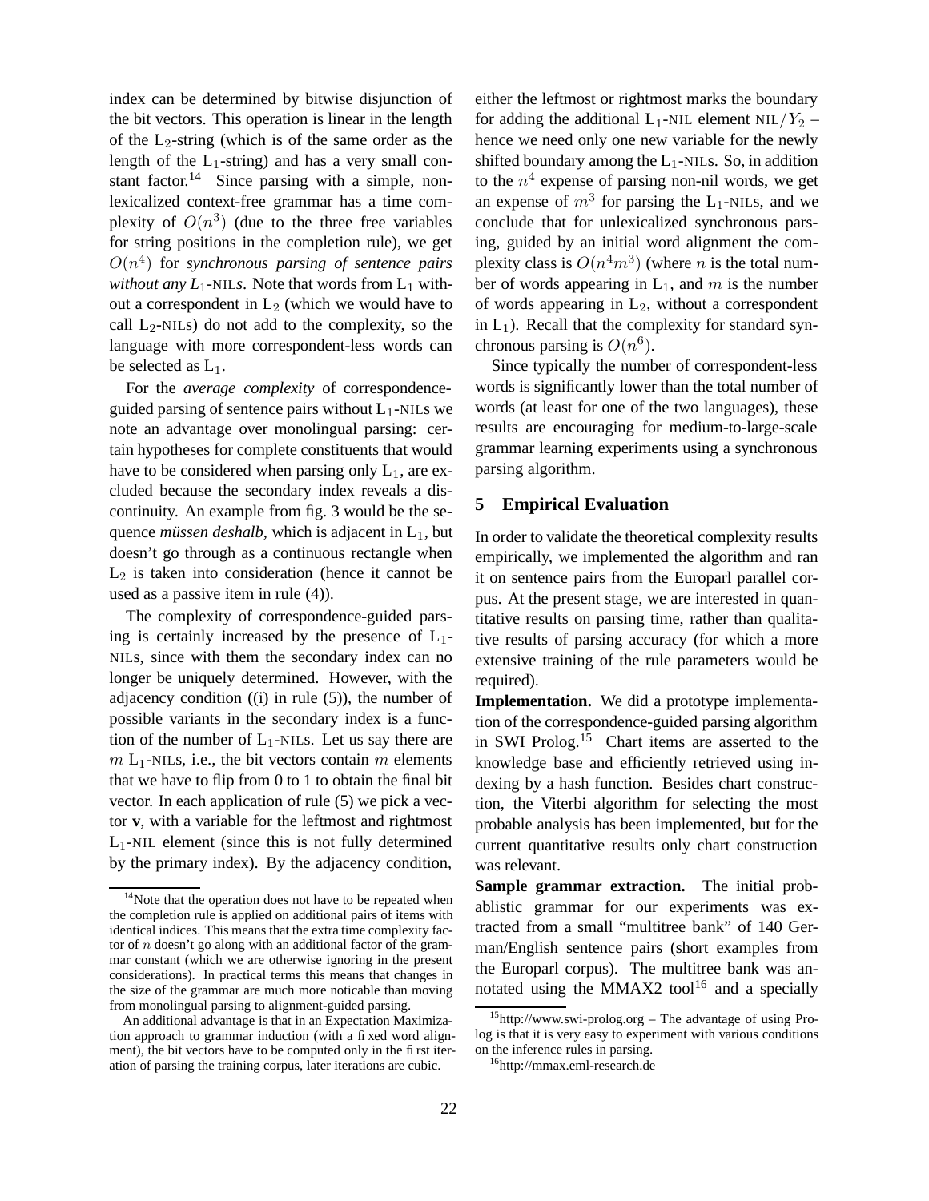index can be determined by bitwise disjunction of the bit vectors. This operation is linear in the length of the $L_2$-string (which is of the same order as the length of the $L_1$-string) and has a very small constant factor.[14] Since parsing with a simple, non-lexicalized context-free grammar has a time complexity of $O(n^3)$ (due to the three free variables for string positions in the completion rule), we get $O(n^4)$ for *synchronous parsing of sentence pairs without any $L_1$-NILs*. Note that words from $L_1$ without a correspondent in $L_2$ (which we would have to call $L_2$-NILs) do not add to the complexity, so the language with more correspondent-less words can be selected as $L_1$.

For the *average complexity* of correspondence-guided parsing of sentence pairs without $L_1$-NILs we note an advantage over monolingual parsing: certain hypotheses for complete constituents that would have to be considered when parsing only $L_1$, are excluded because the secondary index reveals a discontinuity. An example from fig. 3 would be the sequence *müssen deshalb*, which is adjacent in $L_1$, but doesn't go through as a continuous rectangle when $L_2$ is taken into consideration (hence it cannot be used as a passive item in rule (4)).

The complexity of correspondence-guided parsing is certainly increased by the presence of $L_1$-NILs, since with them the secondary index can no longer be uniquely determined. However, with the adjacency condition ((i) in rule (5)), the number of possible variants in the secondary index is a function of the number of $L_1$-NILs. Let us say there are $m$ $L_1$-NILs, i.e., the bit vectors contain $m$ elements that we have to flip from 0 to 1 to obtain the final bit vector. In each application of rule (5) we pick a vector **v**, with a variable for the leftmost and rightmost $L_1$-NIL element (since this is not fully determined by the primary index). By the adjacency condition, either the leftmost or rightmost marks the boundary for adding the additional $L_1$-NIL element $\text{NIL}/Y_2$ – hence we need only one new variable for the newly shifted boundary among the $L_1$-NILs. So, in addition to the $n^4$ expense of parsing non-nil words, we get an expense of $m^3$ for parsing the $L_1$-NILs, and we conclude that for unlexicalized synchronous parsing, guided by an initial word alignment the complexity class is $O(n^4 m^3)$ (where $n$ is the total number of words appearing in $L_1$, and $m$ is the number of words appearing in $L_2$, without a correspondent in $L_1$). Recall that the complexity for standard synchronous parsing is $O(n^6)$.

Since typically the number of correspondent-less words is significantly lower than the total number of words (at least for one of the two languages), these results are encouraging for medium-to-large-scale grammar learning experiments using a synchronous parsing algorithm.

## 5 Empirical Evaluation

In order to validate the theoretical complexity results empirically, we implemented the algorithm and ran it on sentence pairs from the Europarl parallel corpus. At the present stage, we are interested in quantitative results on parsing time, rather than qualitative results of parsing accuracy (for which a more extensive training of the rule parameters would be required).

**Implementation.** We did a prototype implementation of the correspondence-guided parsing algorithm in SWI Prolog.[15] Chart items are asserted to the knowledge base and efficiently retrieved using indexing by a hash function. Besides chart construction, the Viterbi algorithm for selecting the most probable analysis has been implemented, but for the current quantitative results only chart construction was relevant.

**Sample grammar extraction.** The initial probablistic grammar for our experiments was extracted from a small "multitree bank" of 140 German/English sentence pairs (short examples from the Europarl corpus). The multitree bank was annotated using the MMAX2 tool[16] and a specially

---

[14] Note that the operation does not have to be repeated when the completion rule is applied on additional pairs of items with identical indices. This means that the extra time complexity factor of $n$ doesn't go along with an additional factor of the grammar constant (which we are otherwise ignoring in the present considerations). In practical terms this means that changes in the size of the grammar are much more noticable than moving from monolingual parsing to alignment-guided parsing.

An additional advantage is that in an Expectation Maximization approach to grammar induction (with a fixed word alignment), the bit vectors have to be computed only in the first iteration of parsing the training corpus, later iterations are cubic.

[15] http://www.swi-prolog.org – The advantage of using Prolog is that it is very easy to experiment with various conditions on the inference rules in parsing.

[16] http://mmax.eml-research.de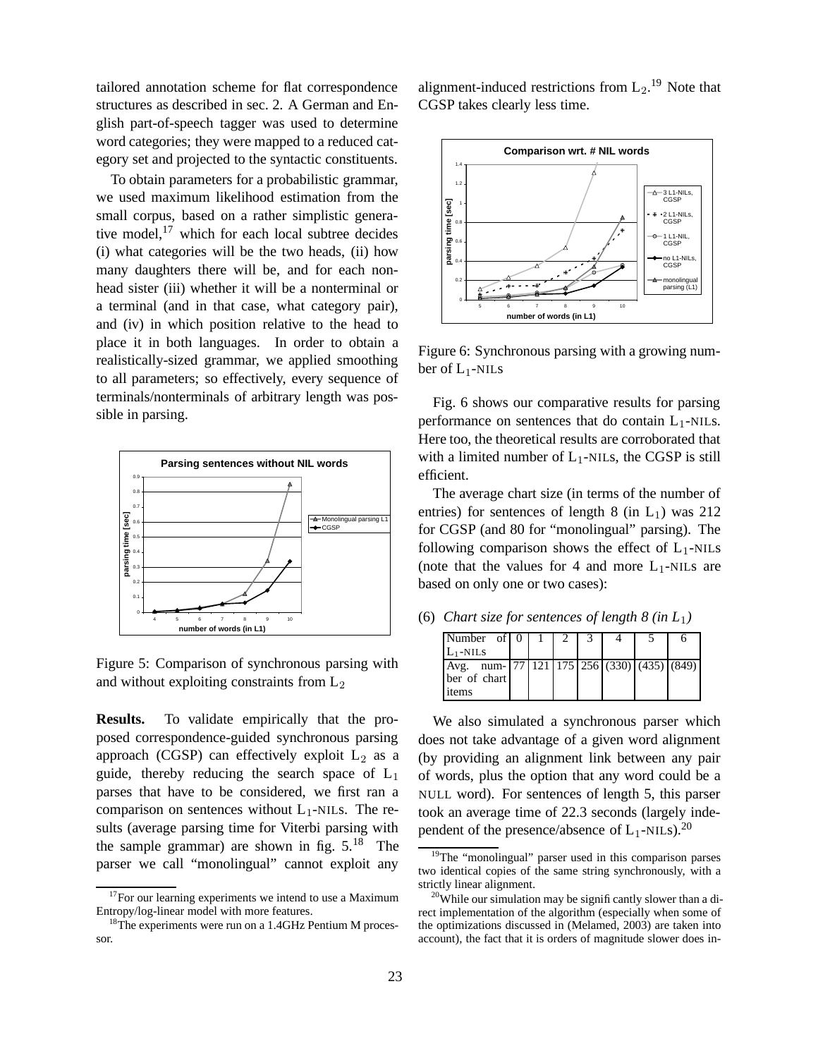tailored annotation scheme for flat correspondence structures as described in sec. 2. A German and English part-of-speech tagger was used to determine word categories; they were mapped to a reduced category set and projected to the syntactic constituents.

To obtain parameters for a probabilistic grammar, we used maximum likelihood estimation from the small corpus, based on a rather simplistic generative model,[17] which for each local subtree decides (i) what categories will be the two heads, (ii) how many daughters there will be, and for each non-head sister (iii) whether it will be a nonterminal or a terminal (and in that case, what category pair), and (iv) in which position relative to the head to place it in both languages. In order to obtain a realistically-sized grammar, we applied smoothing to all parameters; so effectively, every sequence of terminals/nonterminals of arbitrary length was possible in parsing.

Figure 5: Comparison of synchronous parsing with and without exploiting constraints from $L_2$

**Results.** To validate empirically that the proposed correspondence-guided synchronous parsing approach (CGSP) can effectively exploit $L_2$ as a guide, thereby reducing the search space of $L_1$ parses that have to be considered, we first ran a comparison on sentences without $L_1$-NILs. The results (average parsing time for Viterbi parsing with the sample grammar) are shown in fig. 5.[18] The parser we call "monolingual" cannot exploit any alignment-induced restrictions from $L_2$.[19] Note that CGSP takes clearly less time.

Figure 6: Synchronous parsing with a growing number of $L_1$-NILs

Fig. 6 shows our comparative results for parsing performance on sentences that do contain $L_1$-NILs. Here too, the theoretical results are corroborated that with a limited number of $L_1$-NILs, the CGSP is still efficient.

The average chart size (in terms of the number of entries) for sentences of length 8 (in $L_1$) was 212 for CGSP (and 80 for "monolingual" parsing). The following comparison shows the effect of $L_1$-NILs (note that the values for 4 and more $L_1$-NILs are based on only one or two cases):

(6) *Chart size for sentences of length 8 (in $L_1$)*

| Number of $L_1$-NILs | 0 | 1 | 2 | 3 | 4 | 5 | 6 |
|---|---|---|---|---|---|---|---|
| Avg. number of chart items | 77 | 121 | 175 | 256 | (330) | (435) | (849) |

We also simulated a synchronous parser which does not take advantage of a given word alignment (by providing an alignment link between any pair of words, plus the option that any word could be a NULL word). For sentences of length 5, this parser took an average time of 22.3 seconds (largely independent of the presence/absence of $L_1$-NILs).[20]

[17] For our learning experiments we intend to use a Maximum Entropy/log-linear model with more features.

[18] The experiments were run on a 1.4GHz Pentium M processor.

[19] The "monolingual" parser used in this comparison parses two identical copies of the same string synchronously, with a strictly linear alignment.

[20] While our simulation may be significantly slower than a direct implementation of the algorithm (especially when some of the optimizations discussed in (Melamed, 2003) are taken into account), the fact that it is orders of magnitude slower does in-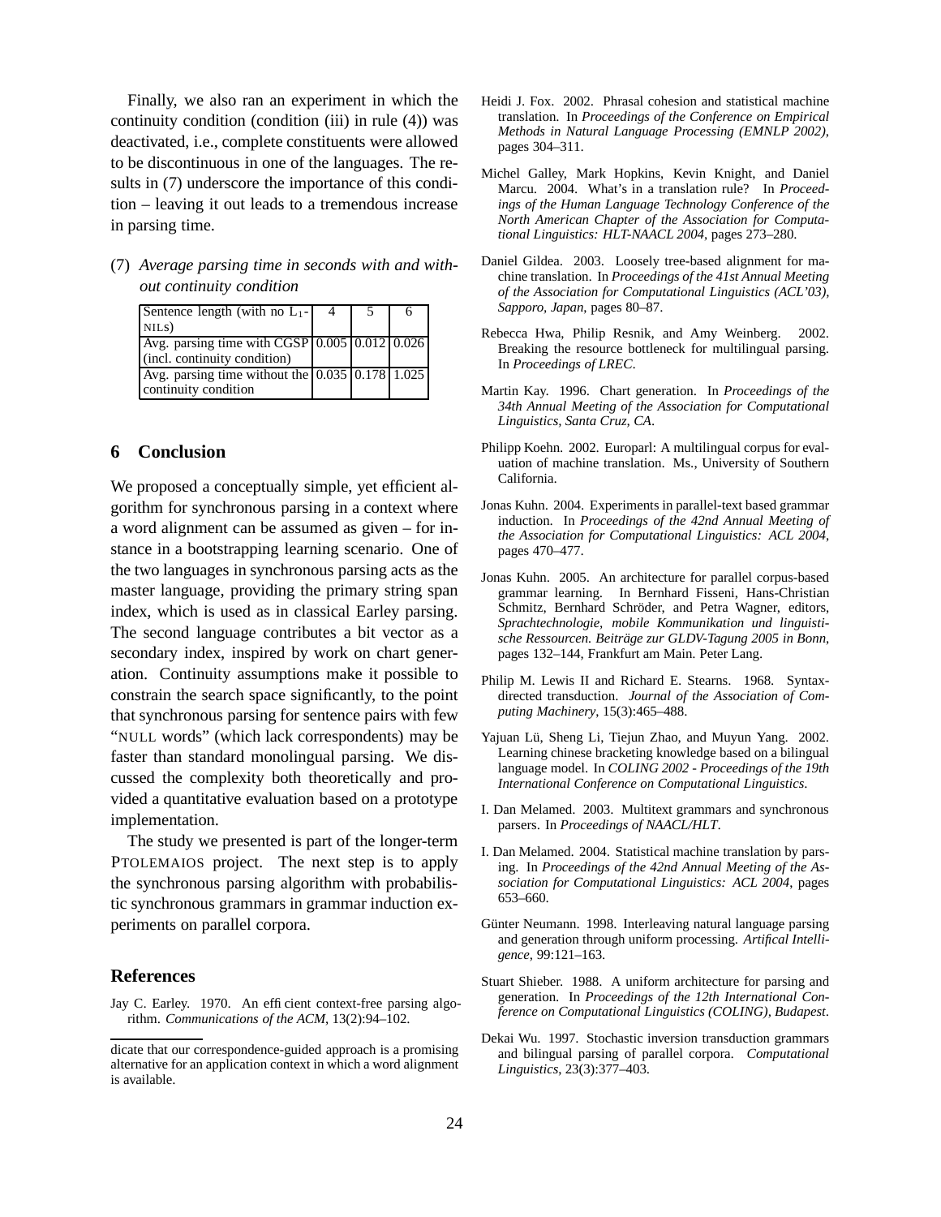Finally, we also ran an experiment in which the continuity condition (condition (iii) in rule (4)) was deactivated, i.e., complete constituents were allowed to be discontinuous in one of the languages. The results in (7) underscore the importance of this condition – leaving it out leads to a tremendous increase in parsing time.

(7) *Average parsing time in seconds with and without continuity condition*

| Sentence length (with no $L_1$-NILs) | 4 | 5 | 6 |
|---|---|---|---|
| Avg. parsing time with CGSP (incl. continuity condition) | 0.005 | 0.012 | 0.026 |
| Avg. parsing time without the continuity condition | 0.035 | 0.178 | 1.025 |

## 6 Conclusion

We proposed a conceptually simple, yet efficient algorithm for synchronous parsing in a context where a word alignment can be assumed as given – for instance in a bootstrapping learning scenario. One of the two languages in synchronous parsing acts as the master language, providing the primary string span index, which is used as in classical Earley parsing. The second language contributes a bit vector as a secondary index, inspired by work on chart generation. Continuity assumptions make it possible to constrain the search space significantly, to the point that synchronous parsing for sentence pairs with few "NULL words" (which lack correspondents) may be faster than standard monolingual parsing. We discussed the complexity both theoretically and provided a quantitative evaluation based on a prototype implementation.

The study we presented is part of the longer-term PTOLEMAIOS project. The next step is to apply the synchronous parsing algorithm with probabilistic synchronous grammars in grammar induction experiments on parallel corpora.

## References

Jay C. Earley. 1970. An efficient context-free parsing algorithm. *Communications of the ACM*, 13(2):94–102.

dicate that our correspondence-guided approach is a promising alternative for an application context in which a word alignment is available.

Heidi J. Fox. 2002. Phrasal cohesion and statistical machine translation. In *Proceedings of the Conference on Empirical Methods in Natural Language Processing (EMNLP 2002)*, pages 304–311.

Michel Galley, Mark Hopkins, Kevin Knight, and Daniel Marcu. 2004. What's in a translation rule? In *Proceedings of the Human Language Technology Conference of the North American Chapter of the Association for Computational Linguistics: HLT-NAACL 2004*, pages 273–280.

Daniel Gildea. 2003. Loosely tree-based alignment for machine translation. In *Proceedings of the 41st Annual Meeting of the Association for Computational Linguistics (ACL'03), Sapporo, Japan*, pages 80–87.

Rebecca Hwa, Philip Resnik, and Amy Weinberg. 2002. Breaking the resource bottleneck for multilingual parsing. In *Proceedings of LREC*.

Martin Kay. 1996. Chart generation. In *Proceedings of the 34th Annual Meeting of the Association for Computational Linguistics, Santa Cruz, CA*.

Philipp Koehn. 2002. Europarl: A multilingual corpus for evaluation of machine translation. Ms., University of Southern California.

Jonas Kuhn. 2004. Experiments in parallel-text based grammar induction. In *Proceedings of the 42nd Annual Meeting of the Association for Computational Linguistics: ACL 2004*, pages 470–477.

Jonas Kuhn. 2005. An architecture for parallel corpus-based grammar learning. In Bernhard Fisseni, Hans-Christian Schmitz, Bernhard Schröder, and Petra Wagner, editors, *Sprachtechnologie, mobile Kommunikation und linguistische Ressourcen. Beiträge zur GLDV-Tagung 2005 in Bonn*, pages 132–144, Frankfurt am Main. Peter Lang.

Philip M. Lewis II and Richard E. Stearns. 1968. Syntax-directed transduction. *Journal of the Association of Computing Machinery*, 15(3):465–488.

Yajuan Lü, Sheng Li, Tiejun Zhao, and Muyun Yang. 2002. Learning chinese bracketing knowledge based on a bilingual language model. In *COLING 2002 - Proceedings of the 19th International Conference on Computational Linguistics*.

I. Dan Melamed. 2003. Multitext grammars and synchronous parsers. In *Proceedings of NAACL/HLT*.

I. Dan Melamed. 2004. Statistical machine translation by parsing. In *Proceedings of the 42nd Annual Meeting of the Association for Computational Linguistics: ACL 2004*, pages 653–660.

Günter Neumann. 1998. Interleaving natural language parsing and generation through uniform processing. *Artifical Intelligence*, 99:121–163.

Stuart Shieber. 1988. A uniform architecture for parsing and generation. In *Proceedings of the 12th International Conference on Computational Linguistics (COLING), Budapest*.

Dekai Wu. 1997. Stochastic inversion transduction grammars and bilingual parsing of parallel corpora. *Computational Linguistics*, 23(3):377–403.